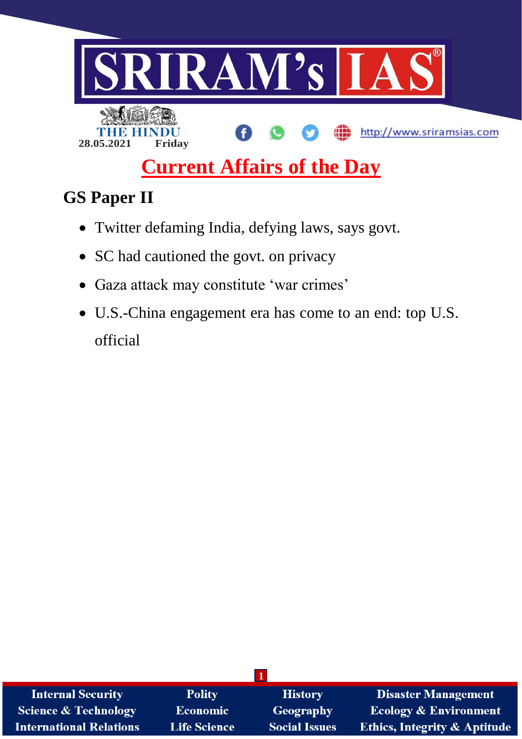28.05.2021 Friday

# Current Affairs of the Day

## GS Paper II

- Twitter defaming India, defying laws, says govt.
- SC had cautioned the govt. on privacy
- Gaza attack may constitute 'war crimes'
- U.S.-China engagement era has come to an end: top U.S. official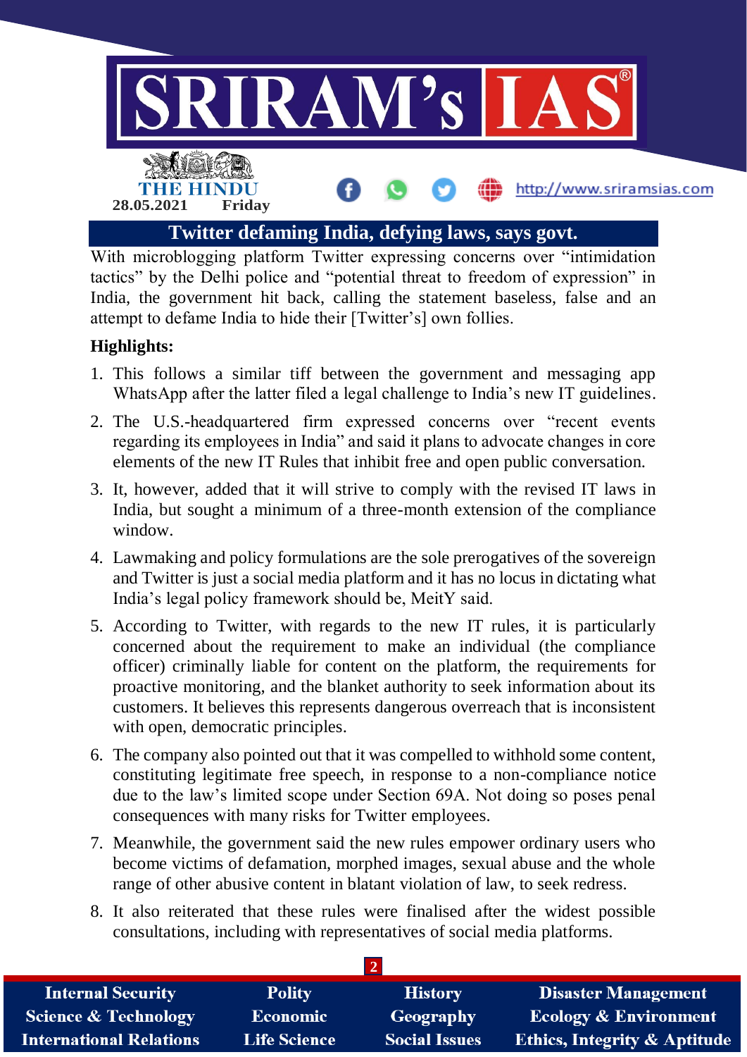## Twitter defaming India, defying laws, says govt.

With microblogging platform Twitter expressing concerns over "intimidation tactics" by the Delhi police and "potential threat to freedom of expression" in India, the government hit back, calling the statement baseless, false and an attempt to defame India to hide their [Twitter's] own follies.

**Highlights:**

1. This follows a similar tiff between the government and messaging app WhatsApp after the latter filed a legal challenge to India's new IT guidelines.
2. The U.S.-headquartered firm expressed concerns over "recent events regarding its employees in India" and said it plans to advocate changes in core elements of the new IT Rules that inhibit free and open public conversation.
3. It, however, added that it will strive to comply with the revised IT laws in India, but sought a minimum of a three-month extension of the compliance window.
4. Lawmaking and policy formulations are the sole prerogatives of the sovereign and Twitter is just a social media platform and it has no locus in dictating what India's legal policy framework should be, MeitY said.
5. According to Twitter, with regards to the new IT rules, it is particularly concerned about the requirement to make an individual (the compliance officer) criminally liable for content on the platform, the requirements for proactive monitoring, and the blanket authority to seek information about its customers. It believes this represents dangerous overreach that is inconsistent with open, democratic principles.
6. The company also pointed out that it was compelled to withhold some content, constituting legitimate free speech, in response to a non-compliance notice due to the law's limited scope under Section 69A. Not doing so poses penal consequences with many risks for Twitter employees.
7. Meanwhile, the government said the new rules empower ordinary users who become victims of defamation, morphed images, sexual abuse and the whole range of other abusive content in blatant violation of law, to seek redress.
8. It also reiterated that these rules were finalised after the widest possible consultations, including with representatives of social media platforms.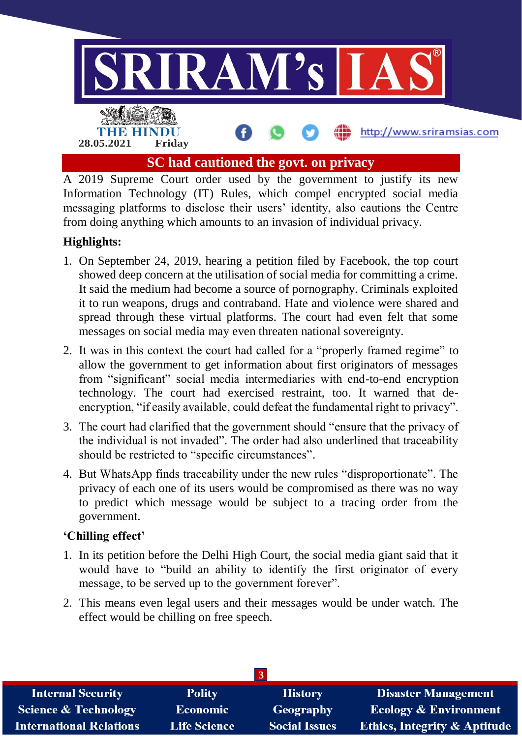# SC had cautioned the govt. on privacy

A 2019 Supreme Court order used by the government to justify its new Information Technology (IT) Rules, which compel encrypted social media messaging platforms to disclose their users' identity, also cautions the Centre from doing anything which amounts to an invasion of individual privacy.

**Highlights:**

1. On September 24, 2019, hearing a petition filed by Facebook, the top court showed deep concern at the utilisation of social media for committing a crime. It said the medium had become a source of pornography. Criminals exploited it to run weapons, drugs and contraband. Hate and violence were shared and spread through these virtual platforms. The court had even felt that some messages on social media may even threaten national sovereignty.
2. It was in this context the court had called for a "properly framed regime" to allow the government to get information about first originators of messages from "significant" social media intermediaries with end-to-end encryption technology. The court had exercised restraint, too. It warned that de-encryption, "if easily available, could defeat the fundamental right to privacy".
3. The court had clarified that the government should "ensure that the privacy of the individual is not invaded". The order had also underlined that traceability should be restricted to "specific circumstances".
4. But WhatsApp finds traceability under the new rules "disproportionate". The privacy of each one of its users would be compromised as there was no way to predict which message would be subject to a tracing order from the government.

**'Chilling effect'**

1. In its petition before the Delhi High Court, the social media giant said that it would have to "build an ability to identify the first originator of every message, to be served up to the government forever".
2. This means even legal users and their messages would be under watch. The effect would be chilling on free speech.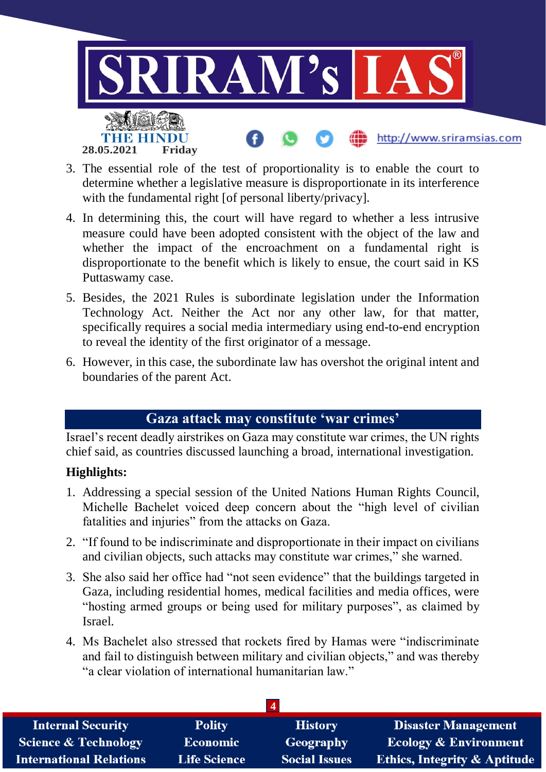3. The essential role of the test of proportionality is to enable the court to determine whether a legislative measure is disproportionate in its interference with the fundamental right [of personal liberty/privacy].
4. In determining this, the court will have regard to whether a less intrusive measure could have been adopted consistent with the object of the law and whether the impact of the encroachment on a fundamental right is disproportionate to the benefit which is likely to ensue, the court said in KS Puttaswamy case.
5. Besides, the 2021 Rules is subordinate legislation under the Information Technology Act. Neither the Act nor any other law, for that matter, specifically requires a social media intermediary using end-to-end encryption to reveal the identity of the first originator of a message.
6. However, in this case, the subordinate law has overshot the original intent and boundaries of the parent Act.

## Gaza attack may constitute 'war crimes'

Israel's recent deadly airstrikes on Gaza may constitute war crimes, the UN rights chief said, as countries discussed launching a broad, international investigation.

**Highlights:**

1. Addressing a special session of the United Nations Human Rights Council, Michelle Bachelet voiced deep concern about the "high level of civilian fatalities and injuries" from the attacks on Gaza.
2. "If found to be indiscriminate and disproportionate in their impact on civilians and civilian objects, such attacks may constitute war crimes," she warned.
3. She also said her office had "not seen evidence" that the buildings targeted in Gaza, including residential homes, medical facilities and media offices, were "hosting armed groups or being used for military purposes", as claimed by Israel.
4. Ms Bachelet also stressed that rockets fired by Hamas were "indiscriminate and fail to distinguish between military and civilian objects," and was thereby "a clear violation of international humanitarian law."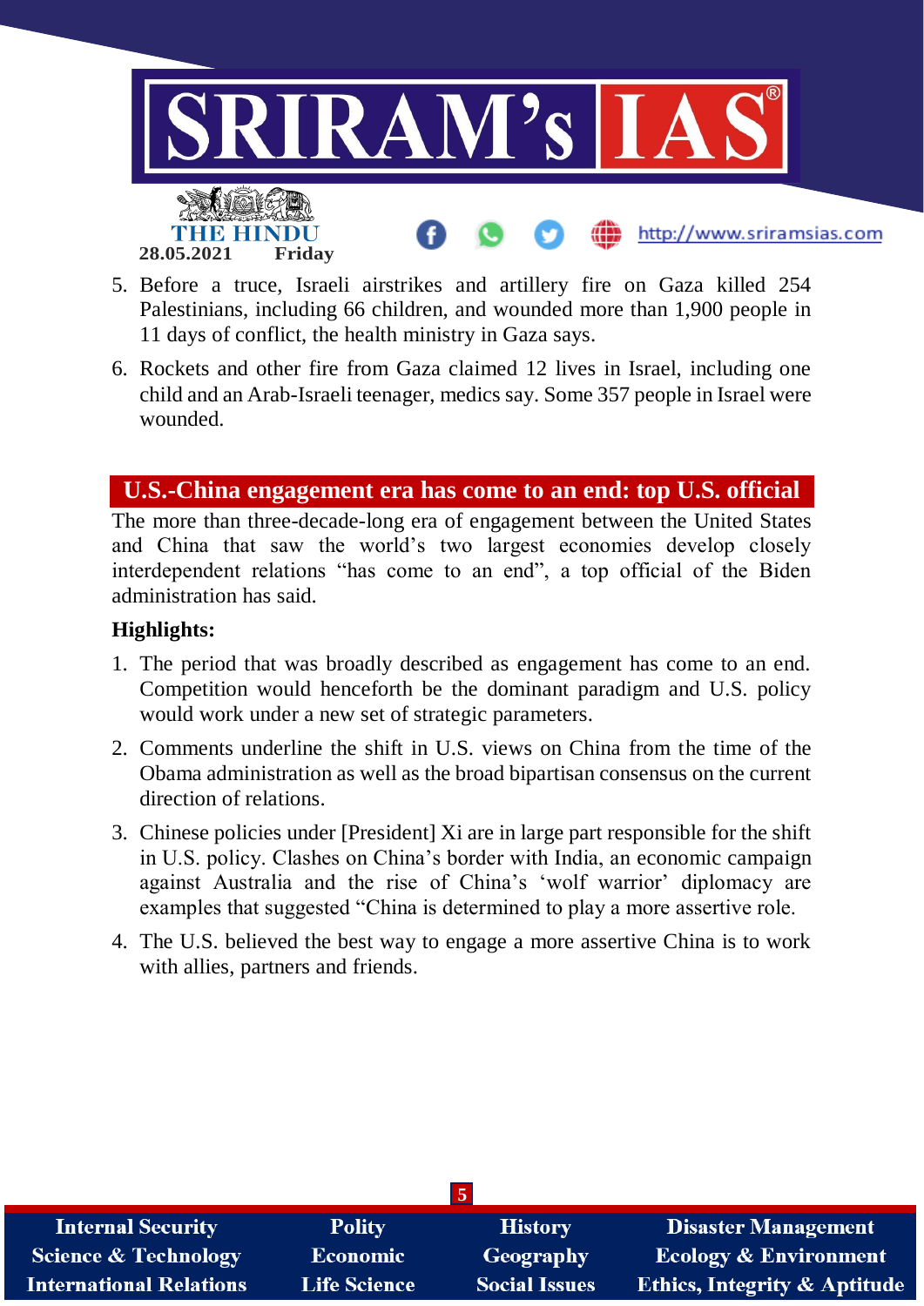5. Before a truce, Israeli airstrikes and artillery fire on Gaza killed 254 Palestinians, including 66 children, and wounded more than 1,900 people in 11 days of conflict, the health ministry in Gaza says.
6. Rockets and other fire from Gaza claimed 12 lives in Israel, including one child and an Arab-Israeli teenager, medics say. Some 357 people in Israel were wounded.

## U.S.-China engagement era has come to an end: top U.S. official

The more than three-decade-long era of engagement between the United States and China that saw the world's two largest economies develop closely interdependent relations "has come to an end", a top official of the Biden administration has said.

**Highlights:**

1. The period that was broadly described as engagement has come to an end. Competition would henceforth be the dominant paradigm and U.S. policy would work under a new set of strategic parameters.
2. Comments underline the shift in U.S. views on China from the time of the Obama administration as well as the broad bipartisan consensus on the current direction of relations.
3. Chinese policies under [President] Xi are in large part responsible for the shift in U.S. policy. Clashes on China's border with India, an economic campaign against Australia and the rise of China's 'wolf warrior' diplomacy are examples that suggested "China is determined to play a more assertive role.
4. The U.S. believed the best way to engage a more assertive China is to work with allies, partners and friends.